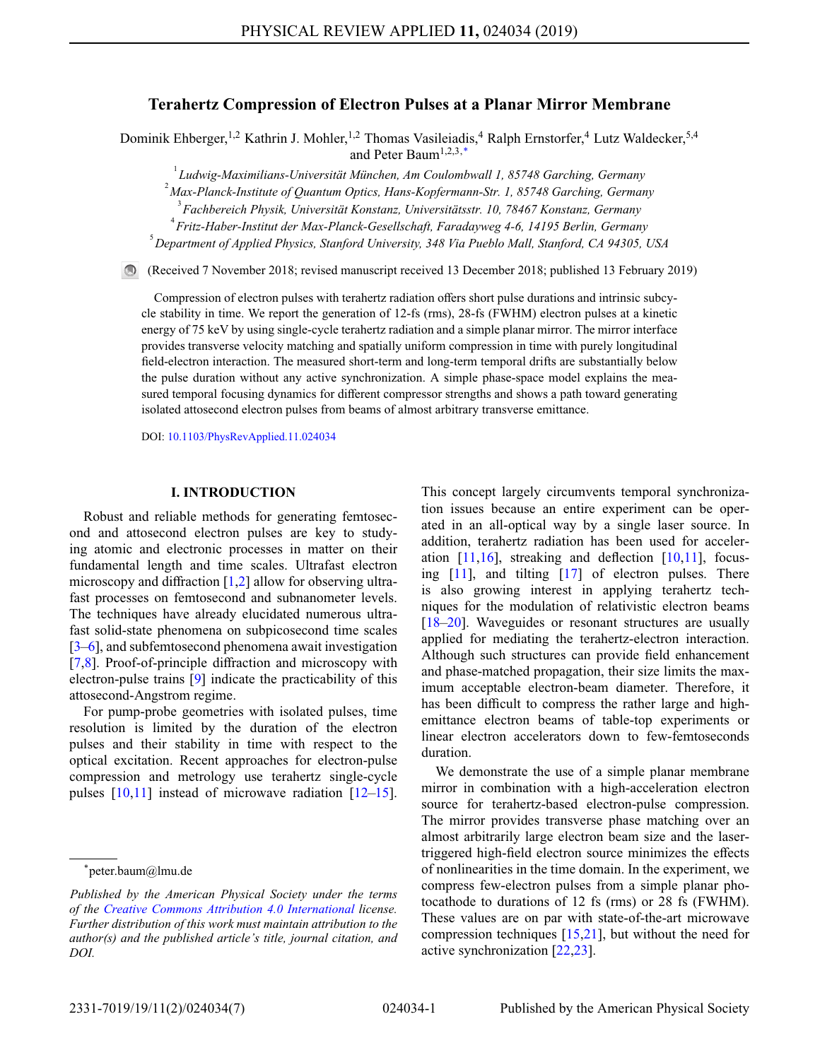# Terahertz Compression of Electron Pulses at a Planar Mirror Membrane

Dominik Ehberger,[1,2] Kathrin J. Mohler,[1,2] Thomas Vasileiadis,[4] Ralph Ernstorfer,[4] Lutz Waldecker,[5,4] and Peter Baum[1,2,3,*]

[1] Ludwig-Maximilians-Universität München, Am Coulombwall 1, 85748 Garching, Germany
[2] Max-Planck-Institute of Quantum Optics, Hans-Kopfermann-Str. 1, 85748 Garching, Germany
[3] Fachbereich Physik, Universität Konstanz, Universitätsstr. 10, 78467 Konstanz, Germany
[4] Fritz-Haber-Institut der Max-Planck-Gesellschaft, Faradayweg 4-6, 14195 Berlin, Germany
[5] Department of Applied Physics, Stanford University, 348 Via Pueblo Mall, Stanford, CA 94305, USA

(Received 7 November 2018; revised manuscript received 13 December 2018; published 13 February 2019)

Compression of electron pulses with terahertz radiation offers short pulse durations and intrinsic subcycle stability in time. We report the generation of 12-fs (rms), 28-fs (FWHM) electron pulses at a kinetic energy of 75 keV by using single-cycle terahertz radiation and a simple planar mirror. The mirror interface provides transverse velocity matching and spatially uniform compression in time with purely longitudinal field-electron interaction. The measured short-term and long-term temporal drifts are substantially below the pulse duration without any active synchronization. A simple phase-space model explains the measured temporal focusing dynamics for different compressor strengths and shows a path toward generating isolated attosecond electron pulses from beams of almost arbitrary transverse emittance.

DOI: 10.1103/PhysRevApplied.11.024034

## I. INTRODUCTION

Robust and reliable methods for generating femtosecond and attosecond electron pulses are key to studying atomic and electronic processes in matter on their fundamental length and time scales. Ultrafast electron microscopy and diffraction [1,2] allow for observing ultrafast processes on femtosecond and subnanometer levels. The techniques have already elucidated numerous ultrafast solid-state phenomena on subpicosecond time scales [3–6], and subfemtosecond phenomena await investigation [7,8]. Proof-of-principle diffraction and microscopy with electron-pulse trains [9] indicate the practicability of this attosecond-Angstrom regime.

For pump-probe geometries with isolated pulses, time resolution is limited by the duration of the electron pulses and their stability in time with respect to the optical excitation. Recent approaches for electron-pulse compression and metrology use terahertz single-cycle pulses [10,11] instead of microwave radiation [12–15]. This concept largely circumvents temporal synchronization issues because an entire experiment can be operated in an all-optical way by a single laser source. In addition, terahertz radiation has been used for acceleration [11,16], streaking and deflection [10,11], focusing [11], and tilting [17] of electron pulses. There is also growing interest in applying terahertz techniques for the modulation of relativistic electron beams [18–20]. Waveguides or resonant structures are usually applied for mediating the terahertz-electron interaction. Although such structures can provide field enhancement and phase-matched propagation, their size limits the maximum acceptable electron-beam diameter. Therefore, it has been difficult to compress the rather large and high-emittance electron beams of table-top experiments or linear electron accelerators down to few-femtoseconds duration.

We demonstrate the use of a simple planar membrane mirror in combination with a high-acceleration electron source for terahertz-based electron-pulse compression. The mirror provides transverse phase matching over an almost arbitrarily large electron beam size and the laser-triggered high-field electron source minimizes the effects of nonlinearities in the time domain. In the experiment, we compress few-electron pulses from a simple planar photocathode to durations of 12 fs (rms) or 28 fs (FWHM). These values are on par with state-of-the-art microwave compression techniques [15,21], but without the need for active synchronization [22,23].

*peter.baum@lmu.de

*Published by the American Physical Society under the terms of the Creative Commons Attribution 4.0 International license. Further distribution of this work must maintain attribution to the author(s) and the published article's title, journal citation, and DOI.*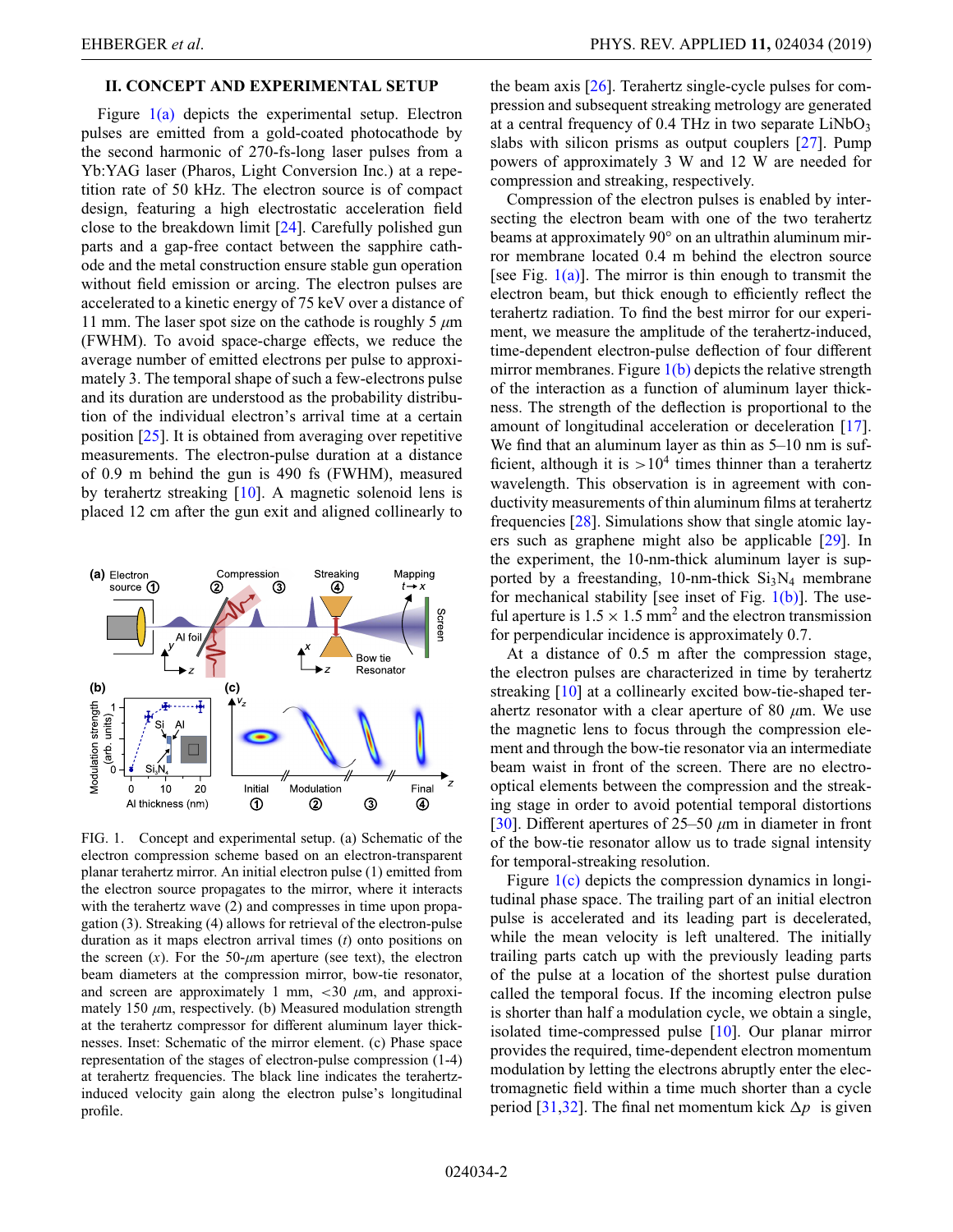## II. CONCEPT AND EXPERIMENTAL SETUP

Figure 1(a) depicts the experimental setup. Electron pulses are emitted from a gold-coated photocathode by the second harmonic of 270-fs-long laser pulses from a Yb:YAG laser (Pharos, Light Conversion Inc.) at a repetition rate of 50 kHz. The electron source is of compact design, featuring a high electrostatic acceleration field close to the breakdown limit [24]. Carefully polished gun parts and a gap-free contact between the sapphire cathode and the metal construction ensure stable gun operation without field emission or arcing. The electron pulses are accelerated to a kinetic energy of 75 keV over a distance of 11 mm. The laser spot size on the cathode is roughly 5 $\mu$m (FWHM). To avoid space-charge effects, we reduce the average number of emitted electrons per pulse to approximately 3. The temporal shape of such a few-electrons pulse and its duration are understood as the probability distribution of the individual electron's arrival time at a certain position [25]. It is obtained from averaging over repetitive measurements. The electron-pulse duration at a distance of 0.9 m behind the gun is 490 fs (FWHM), measured by terahertz streaking [10]. A magnetic solenoid lens is placed 12 cm after the gun exit and aligned collinearly to the beam axis [26]. Terahertz single-cycle pulses for compression and subsequent streaking metrology are generated at a central frequency of 0.4 THz in two separate $LiNbO_3$ slabs with silicon prisms as output couplers [27]. Pump powers of approximately 3 W and 12 W are needed for compression and streaking, respectively.

FIG. 1. Concept and experimental setup. (a) Schematic of the electron compression scheme based on an electron-transparent planar terahertz mirror. An initial electron pulse (1) emitted from the electron source propagates to the mirror, where it interacts with the terahertz wave (2) and compresses in time upon propagation (3). Streaking (4) allows for retrieval of the electron-pulse duration as it maps electron arrival times ($t$) onto positions on the screen ($x$). For the 50-$\mu$m aperture (see text), the electron beam diameters at the compression mirror, bow-tie resonator, and screen are approximately 1 mm, <30 $\mu$m, and approximately 150 $\mu$m, respectively. (b) Measured modulation strength at the terahertz compressor for different aluminum layer thicknesses. Inset: Schematic of the mirror element. (c) Phase space representation of the stages of electron-pulse compression (1-4) at terahertz frequencies. The black line indicates the terahertz-induced velocity gain along the electron pulse's longitudinal profile.

Compression of the electron pulses is enabled by intersecting the electron beam with one of the two terahertz beams at approximately 90° on an ultrathin aluminum mirror membrane located 0.4 m behind the electron source [see Fig. 1(a)]. The mirror is thin enough to transmit the electron beam, but thick enough to efficiently reflect the terahertz radiation. To find the best mirror for our experiment, we measure the amplitude of the terahertz-induced, time-dependent electron-pulse deflection of four different mirror membranes. Figure 1(b) depicts the relative strength of the interaction as a function of aluminum layer thickness. The strength of the deflection is proportional to the amount of longitudinal acceleration or deceleration [17]. We find that an aluminum layer as thin as 5–10 nm is sufficient, although it is $>10^4$ times thinner than a terahertz wavelength. This observation is in agreement with conductivity measurements of thin aluminum films at terahertz frequencies [28]. Simulations show that single atomic layers such as graphene might also be applicable [29]. In the experiment, the 10-nm-thick aluminum layer is supported by a freestanding, 10-nm-thick $Si_3N_4$ membrane for mechanical stability [see inset of Fig. 1(b)]. The useful aperture is $1.5 \times 1.5$ mm$^2$ and the electron transmission for perpendicular incidence is approximately 0.7.

At a distance of 0.5 m after the compression stage, the electron pulses are characterized in time by terahertz streaking [10] at a collinearly excited bow-tie-shaped terahertz resonator with a clear aperture of 80 $\mu$m. We use the magnetic lens to focus through the compression element and through the bow-tie resonator via an intermediate beam waist in front of the screen. There are no electro-optical elements between the compression and the streaking stage in order to avoid potential temporal distortions [30]. Different apertures of 25–50 $\mu$m in diameter in front of the bow-tie resonator allow us to trade signal intensity for temporal-streaking resolution.

Figure 1(c) depicts the compression dynamics in longitudinal phase space. The trailing part of an initial electron pulse is accelerated and its leading part is decelerated, while the mean velocity is left unaltered. The initially trailing parts catch up with the previously leading parts of the pulse at a location of the shortest pulse duration called the temporal focus. If the incoming electron pulse is shorter than half a modulation cycle, we obtain a single, isolated time-compressed pulse [10]. Our planar mirror provides the required, time-dependent electron momentum modulation by letting the electrons abruptly enter the electromagnetic field within a time much shorter than a cycle period [31,32]. The final net momentum kick $\Delta p$ is given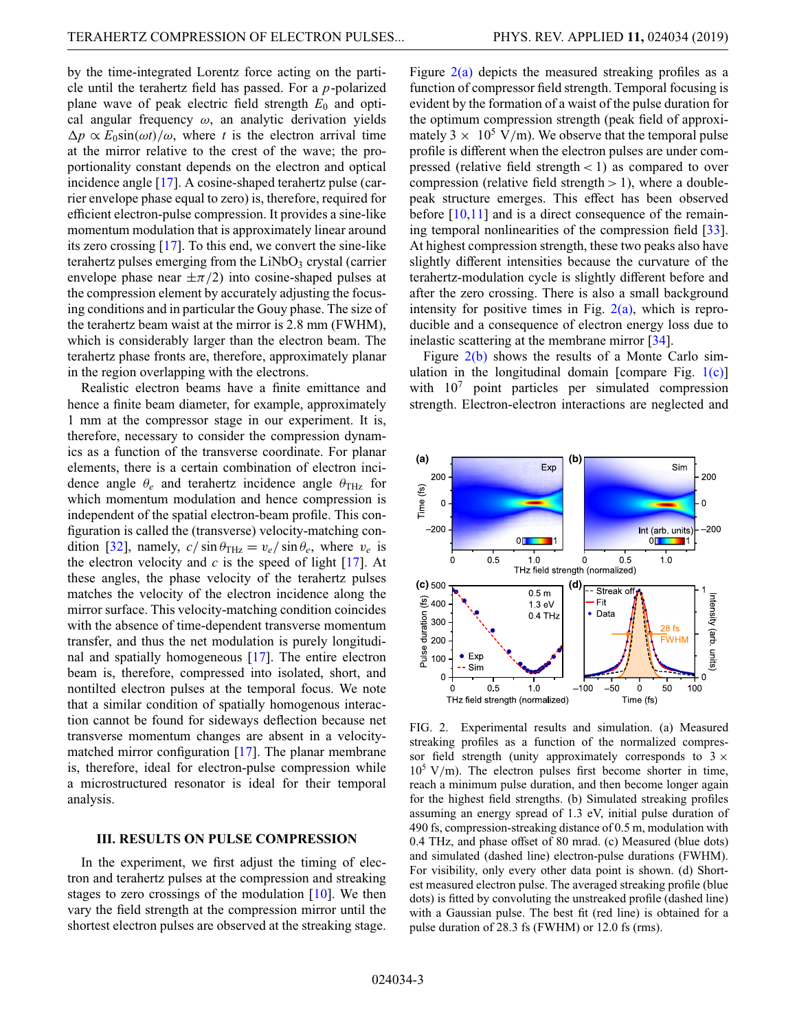by the time-integrated Lorentz force acting on the particle until the terahertz field has passed. For a $p$-polarized plane wave of peak electric field strength $E_0$ and optical angular frequency $\omega$, an analytic derivation yields $\Delta p \propto E_0 \sin(\omega t)/\omega$, where $t$ is the electron arrival time at the mirror relative to the crest of the wave; the proportionality constant depends on the electron and optical incidence angle [17]. A cosine-shaped terahertz pulse (carrier envelope phase equal to zero) is, therefore, required for efficient electron-pulse compression. It provides a sine-like momentum modulation that is approximately linear around its zero crossing [17]. To this end, we convert the sine-like terahertz pulses emerging from the $LiNbO_3$ crystal (carrier envelope phase near $\pm\pi/2$) into cosine-shaped pulses at the compression element by accurately adjusting the focusing conditions and in particular the Gouy phase. The size of the terahertz beam waist at the mirror is 2.8 mm (FWHM), which is considerably larger than the electron beam. The terahertz phase fronts are, therefore, approximately planar in the region overlapping with the electrons.

Realistic electron beams have a finite emittance and hence a finite beam diameter, for example, approximately 1 mm at the compressor stage in our experiment. It is, therefore, necessary to consider the compression dynamics as a function of the transverse coordinate. For planar elements, there is a certain combination of electron incidence angle $\theta_e$ and terahertz incidence angle $\theta_{\mathrm{THz}}$ for which momentum modulation and hence compression is independent of the spatial electron-beam profile. This configuration is called the (transverse) velocity-matching condition [32], namely, $c/\sin\theta_{\mathrm{THz}} = v_e/\sin\theta_e$, where $v_e$ is the electron velocity and $c$ is the speed of light [17]. At these angles, the phase velocity of the terahertz pulses matches the velocity of the electron incidence along the mirror surface. This velocity-matching condition coincides with the absence of time-dependent transverse momentum transfer, and thus the net modulation is purely longitudinal and spatially homogeneous [17]. The entire electron beam is, therefore, compressed into isolated, short, and nontilted electron pulses at the temporal focus. We note that a similar condition of spatially homogenous interaction cannot be found for sideways deflection because net transverse momentum changes are absent in a velocity-matched mirror configuration [17]. The planar membrane is, therefore, ideal for electron-pulse compression while a microstructured resonator is ideal for their temporal analysis.

### III. RESULTS ON PULSE COMPRESSION

In the experiment, we first adjust the timing of electron and terahertz pulses at the compression and streaking stages to zero crossings of the modulation [10]. We then vary the field strength at the compression mirror until the shortest electron pulses are observed at the streaking stage.

Figure 2(a) depicts the measured streaking profiles as a function of compressor field strength. Temporal focusing is evident by the formation of a waist of the pulse duration for the optimum compression strength (peak field of approximately $3\times 10^5$ V/m). We observe that the temporal pulse profile is different when the electron pulses are under compressed (relative field strength < 1) as compared to over compression (relative field strength > 1), where a double-peak structure emerges. This effect has been observed before [10,11] and is a direct consequence of the remaining temporal nonlinearities of the compression field [33]. At highest compression strength, these two peaks also have slightly different intensities because the curvature of the terahertz-modulation cycle is slightly different before and after the zero crossing. There is also a small background intensity for positive times in Fig. 2(a), which is reproducible and a consequence of electron energy loss due to inelastic scattering at the membrane mirror [34].

Figure 2(b) shows the results of a Monte Carlo simulation in the longitudinal domain [compare Fig. 1(c)] with $10^7$ point particles per simulated compression strength. Electron-electron interactions are neglected and

FIG. 2. Experimental results and simulation. (a) Measured streaking profiles as a function of the normalized compressor field strength (unity approximately corresponds to $3\times 10^5$ V/m). The electron pulses first become shorter in time, reach a minimum pulse duration, and then become longer again for the highest field strengths. (b) Simulated streaking profiles assuming an energy spread of 1.3 eV, initial pulse duration of 490 fs, compression-streaking distance of 0.5 m, modulation with 0.4 THz, and phase offset of 80 mrad. (c) Measured (blue dots) and simulated (dashed line) electron-pulse durations (FWHM). For visibility, only every other data point is shown. (d) Shortest measured electron pulse. The averaged streaking profile (blue dots) is fitted by convoluting the unstreaked profile (dashed line) with a Gaussian pulse. The best fit (red line) is obtained for a pulse duration of 28.3 fs (FWHM) or 12.0 fs (rms).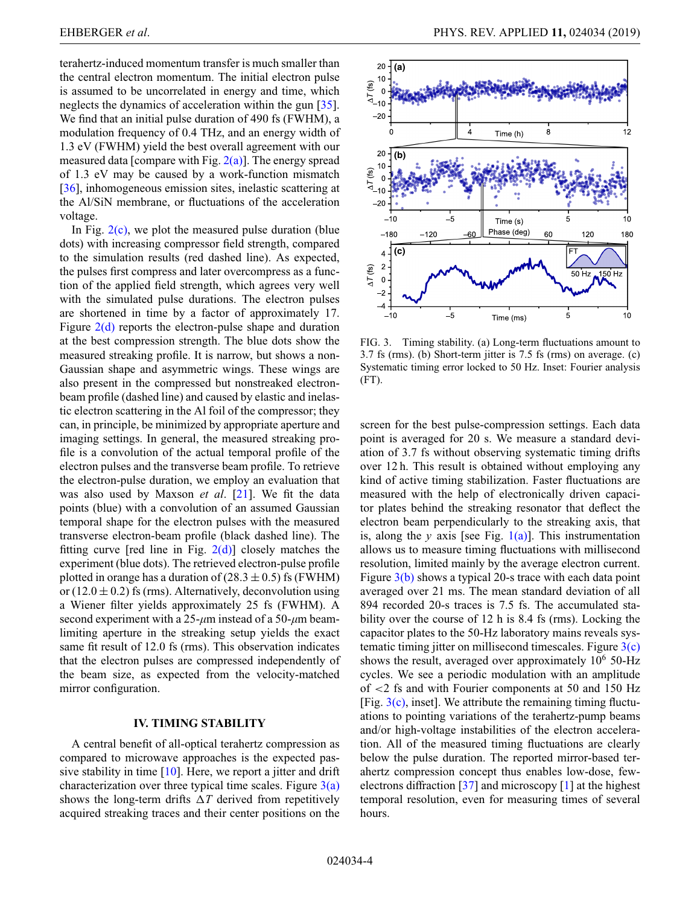terahertz-induced momentum transfer is much smaller than the central electron momentum. The initial electron pulse is assumed to be uncorrelated in energy and time, which neglects the dynamics of acceleration within the gun [35]. We find that an initial pulse duration of 490 fs (FWHM), a modulation frequency of 0.4 THz, and an energy width of 1.3 eV (FWHM) yield the best overall agreement with our measured data [compare with Fig. 2(a)]. The energy spread of 1.3 eV may be caused by a work-function mismatch [36], inhomogeneous emission sites, inelastic scattering at the Al/SiN membrane, or fluctuations of the acceleration voltage.

In Fig. 2(c), we plot the measured pulse duration (blue dots) with increasing compressor field strength, compared to the simulation results (red dashed line). As expected, the pulses first compress and later overcompress as a function of the applied field strength, which agrees very well with the simulated pulse durations. The electron pulses are shortened in time by a factor of approximately 17. Figure 2(d) reports the electron-pulse shape and duration at the best compression strength. The blue dots show the measured streaking profile. It is narrow, but shows a non-Gaussian shape and asymmetric wings. These wings are also present in the compressed but nonstreaked electron-beam profile (dashed line) and caused by elastic and inelastic electron scattering in the Al foil of the compressor; they can, in principle, be minimized by appropriate aperture and imaging settings. In general, the measured streaking profile is a convolution of the actual temporal profile of the electron pulses and the transverse beam profile. To retrieve the electron-pulse duration, we employ an evaluation that was also used by Maxson *et al*. [21]. We fit the data points (blue) with a convolution of an assumed Gaussian temporal shape for the electron pulses with the measured transverse electron-beam profile (black dashed line). The fitting curve [red line in Fig. 2(d)] closely matches the experiment (blue dots). The retrieved electron-pulse profile plotted in orange has a duration of $(28.3 \pm 0.5)$ fs (FWHM) or $(12.0 \pm 0.2)$ fs (rms). Alternatively, deconvolution using a Wiener filter yields approximately 25 fs (FWHM). A second experiment with a 25-$\mu$m instead of a 50-$\mu$m beam-limiting aperture in the streaking setup yields the exact same fit result of 12.0 fs (rms). This observation indicates that the electron pulses are compressed independently of the beam size, as expected from the velocity-matched mirror configuration.

## IV. TIMING STABILITY

A central benefit of all-optical terahertz compression as compared to microwave approaches is the expected passive stability in time [10]. Here, we report a jitter and drift characterization over three typical time scales. Figure 3(a) shows the long-term drifts $\Delta T$ derived from repetitively acquired streaking traces and their center positions on the screen for the best pulse-compression settings. Each data point is averaged for 20 s. We measure a standard deviation of 3.7 fs without observing systematic timing drifts over 12 h. This result is obtained without employing any kind of active timing stabilization. Faster fluctuations are measured with the help of electronically driven capacitor plates behind the streaking resonator that deflect the electron beam perpendicularly to the streaking axis, that is, along the $y$ axis [see Fig. 1(a)]. This instrumentation allows us to measure timing fluctuations with millisecond resolution, limited mainly by the average electron current. Figure 3(b) shows a typical 20-s trace with each data point averaged over 21 ms. The mean standard deviation of all 894 recorded 20-s traces is 7.5 fs. The accumulated stability over the course of 12 h is 8.4 fs (rms). Locking the capacitor plates to the 50-Hz laboratory mains reveals systematic timing jitter on millisecond timescales. Figure 3(c) shows the result, averaged over approximately $10^6$ 50-Hz cycles. We see a periodic modulation with an amplitude of <2 fs and with Fourier components at 50 and 150 Hz [Fig. 3(c), inset]. We attribute the remaining timing fluctuations to pointing variations of the terahertz-pump beams and/or high-voltage instabilities of the electron acceleration. All of the measured timing fluctuations are clearly below the pulse duration. The reported mirror-based terahertz compression concept thus enables low-dose, few-electrons diffraction [37] and microscopy [1] at the highest temporal resolution, even for measuring times of several hours.

FIG. 3. Timing stability. (a) Long-term fluctuations amount to 3.7 fs (rms). (b) Short-term jitter is 7.5 fs (rms) on average. (c) Systematic timing error locked to 50 Hz. Inset: Fourier analysis (FT).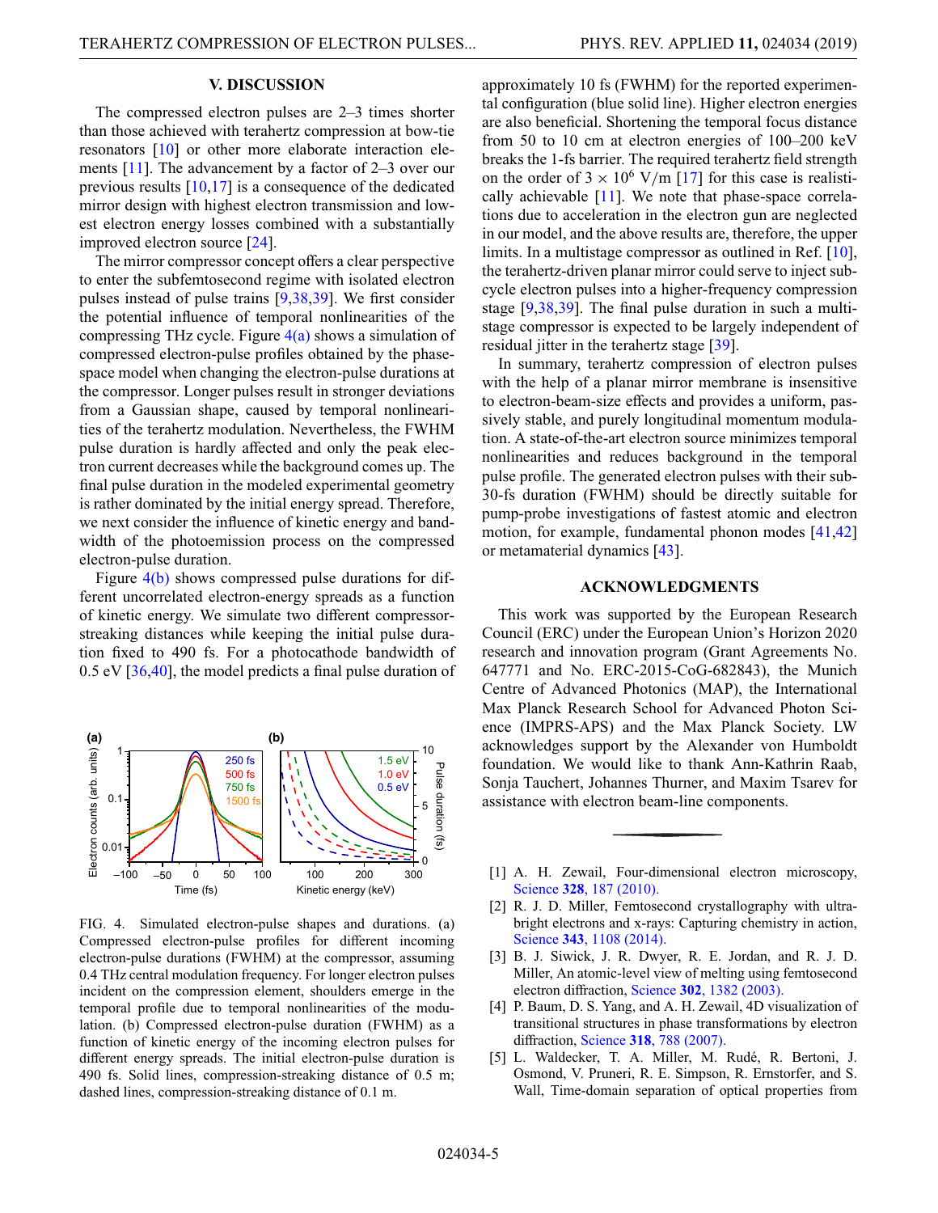## V. DISCUSSION

The compressed electron pulses are 2–3 times shorter than those achieved with terahertz compression at bow-tie resonators [10] or other more elaborate interaction elements [11]. The advancement by a factor of 2–3 over our previous results [10,17] is a consequence of the dedicated mirror design with highest electron transmission and lowest electron energy losses combined with a substantially improved electron source [24].

The mirror compressor concept offers a clear perspective to enter the subfemtosecond regime with isolated electron pulses instead of pulse trains [9,38,39]. We first consider the potential influence of temporal nonlinearities of the compressing THz cycle. Figure 4(a) shows a simulation of compressed electron-pulse profiles obtained by the phase-space model when changing the electron-pulse durations at the compressor. Longer pulses result in stronger deviations from a Gaussian shape, caused by temporal nonlinearities of the terahertz modulation. Nevertheless, the FWHM pulse duration is hardly affected and only the peak electron current decreases while the background comes up. The final pulse duration in the modeled experimental geometry is rather dominated by the initial energy spread. Therefore, we next consider the influence of kinetic energy and bandwidth of the photoemission process on the compressed electron-pulse duration.

Figure 4(b) shows compressed pulse durations for different uncorrelated electron-energy spreads as a function of kinetic energy. We simulate two different compressor-streaking distances while keeping the initial pulse duration fixed to 490 fs. For a photocathode bandwidth of 0.5 eV [36,40], the model predicts a final pulse duration of approximately 10 fs (FWHM) for the reported experimental configuration (blue solid line). Higher electron energies are also beneficial. Shortening the temporal focus distance from 50 to 10 cm at electron energies of 100–200 keV breaks the 1-fs barrier. The required terahertz field strength on the order of $3 \times 10^6$ V/m [17] for this case is realistically achievable [11]. We note that phase-space correlations due to acceleration in the electron gun are neglected in our model, and the above results are, therefore, the upper limits. In a multistage compressor as outlined in Ref. [10], the terahertz-driven planar mirror could serve to inject sub-cycle electron pulses into a higher-frequency compression stage [9,38,39]. The final pulse duration in such a multi-stage compressor is expected to be largely independent of residual jitter in the terahertz stage [39].

In summary, terahertz compression of electron pulses with the help of a planar mirror membrane is insensitive to electron-beam-size effects and provides a uniform, passively stable, and purely longitudinal momentum modulation. A state-of-the-art electron source minimizes temporal nonlinearities and reduces background in the temporal pulse profile. The generated electron pulses with their sub-30-fs duration (FWHM) should be directly suitable for pump-probe investigations of fastest atomic and electron motion, for example, fundamental phonon modes [41,42] or metamaterial dynamics [43].

FIG. 4. Simulated electron-pulse shapes and durations. (a) Compressed electron-pulse profiles for different incoming electron-pulse durations (FWHM) at the compressor, assuming 0.4 THz central modulation frequency. For longer electron pulses incident on the compression element, shoulders emerge in the temporal profile due to temporal nonlinearities of the modulation. (b) Compressed electron-pulse duration (FWHM) as a function of kinetic energy of the incoming electron pulses for different energy spreads. The initial electron-pulse duration is 490 fs. Solid lines, compression-streaking distance of 0.5 m; dashed lines, compression-streaking distance of 0.1 m.

## ACKNOWLEDGMENTS

This work was supported by the European Research Council (ERC) under the European Union's Horizon 2020 research and innovation program (Grant Agreements No. 647771 and No. ERC-2015-CoG-682843), the Munich Centre of Advanced Photonics (MAP), the International Max Planck Research School for Advanced Photon Science (IMPRS-APS) and the Max Planck Society. LW acknowledges support by the Alexander von Humboldt foundation. We would like to thank Ann-Kathrin Raab, Sonja Tauchert, Johannes Thurner, and Maxim Tsarev for assistance with electron beam-line components.

---

[1] A. H. Zewail, Four-dimensional electron microscopy, Science **328**, 187 (2010).

[2] R. J. D. Miller, Femtosecond crystallography with ultra-bright electrons and x-rays: Capturing chemistry in action, Science **343**, 1108 (2014).

[3] B. J. Siwick, J. R. Dwyer, R. E. Jordan, and R. J. D. Miller, An atomic-level view of melting using femtosecond electron diffraction, Science **302**, 1382 (2003).

[4] P. Baum, D. S. Yang, and A. H. Zewail, 4D visualization of transitional structures in phase transformations by electron diffraction, Science **318**, 788 (2007).

[5] L. Waldecker, T. A. Miller, M. Rudé, R. Bertoni, J. Osmond, V. Pruneri, R. E. Simpson, R. Ernstorfer, and S. Wall, Time-domain separation of optical properties from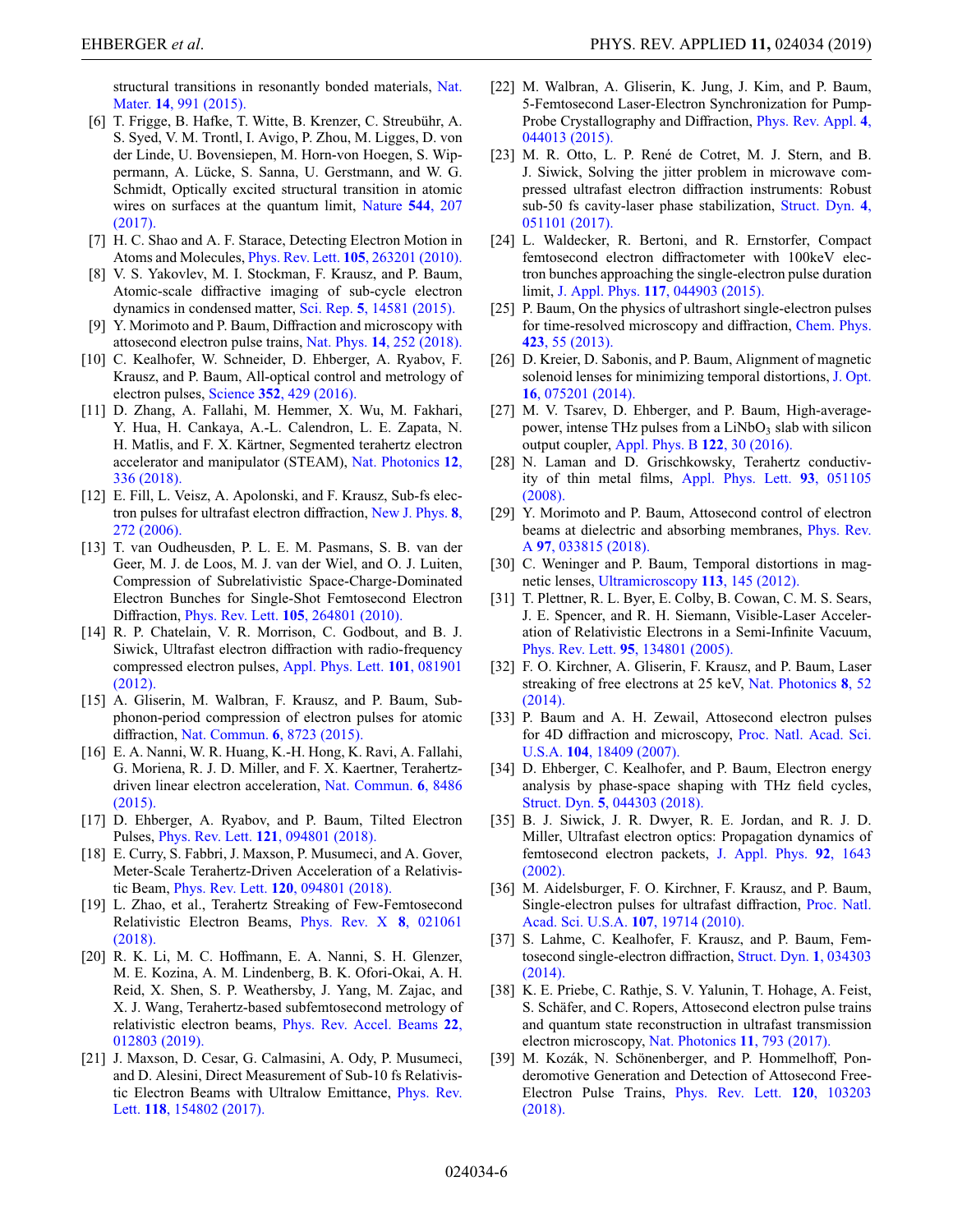structural transitions in resonantly bonded materials, Nat. Mater. **14**, 991 (2015).

[6] T. Frigge, B. Hafke, T. Witte, B. Krenzer, C. Streubühr, A. S. Syed, V. M. Trontl, I. Avigo, P. Zhou, M. Ligges, D. von der Linde, U. Bovensiepen, M. Horn-von Hoegen, S. Wippermann, A. Lücke, S. Sanna, U. Gerstmann, and W. G. Schmidt, Optically excited structural transition in atomic wires on surfaces at the quantum limit, Nature **544**, 207 (2017).

[7] H. C. Shao and A. F. Starace, Detecting Electron Motion in Atoms and Molecules, Phys. Rev. Lett. **105**, 263201 (2010).

[8] V. S. Yakovlev, M. I. Stockman, F. Krausz, and P. Baum, Atomic-scale diffractive imaging of sub-cycle electron dynamics in condensed matter, Sci. Rep. **5**, 14581 (2015).

[9] Y. Morimoto and P. Baum, Diffraction and microscopy with attosecond electron pulse trains, Nat. Phys. **14**, 252 (2018).

[10] C. Kealhofer, W. Schneider, D. Ehberger, A. Ryabov, F. Krausz, and P. Baum, All-optical control and metrology of electron pulses, Science **352**, 429 (2016).

[11] D. Zhang, A. Fallahi, M. Hemmer, X. Wu, M. Fakhari, Y. Hua, H. Cankaya, A.-L. Calendron, L. E. Zapata, N. H. Matlis, and F. X. Kärtner, Segmented terahertz electron accelerator and manipulator (STEAM), Nat. Photonics **12**, 336 (2018).

[12] E. Fill, L. Veisz, A. Apolonski, and F. Krausz, Sub-fs electron pulses for ultrafast electron diffraction, New J. Phys. **8**, 272 (2006).

[13] T. van Oudheusden, P. L. E. M. Pasmans, S. B. van der Geer, M. J. de Loos, M. J. van der Wiel, and O. J. Luiten, Compression of Subrelativistic Space-Charge-Dominated Electron Bunches for Single-Shot Femtosecond Electron Diffraction, Phys. Rev. Lett. **105**, 264801 (2010).

[14] R. P. Chatelain, V. R. Morrison, C. Godbout, and B. J. Siwick, Ultrafast electron diffraction with radio-frequency compressed electron pulses, Appl. Phys. Lett. **101**, 081901 (2012).

[15] A. Gliserin, M. Walbran, F. Krausz, and P. Baum, Sub-phonon-period compression of electron pulses for atomic diffraction, Nat. Commun. **6**, 8723 (2015).

[16] E. A. Nanni, W. R. Huang, K.-H. Hong, K. Ravi, A. Fallahi, G. Moriena, R. J. D. Miller, and F. X. Kaertner, Terahertz-driven linear electron acceleration, Nat. Commun. **6**, 8486 (2015).

[17] D. Ehberger, A. Ryabov, and P. Baum, Tilted Electron Pulses, Phys. Rev. Lett. **121**, 094801 (2018).

[18] E. Curry, S. Fabbri, J. Maxson, P. Musumeci, and A. Gover, Meter-Scale Terahertz-Driven Acceleration of a Relativistic Beam, Phys. Rev. Lett. **120**, 094801 (2018).

[19] L. Zhao, et al., Terahertz Streaking of Few-Femtosecond Relativistic Electron Beams, Phys. Rev. X **8**, 021061 (2018).

[20] R. K. Li, M. C. Hoffmann, E. A. Nanni, S. H. Glenzer, M. E. Kozina, A. M. Lindenberg, B. K. Ofori-Okai, A. H. Reid, X. Shen, S. P. Weathersby, J. Yang, M. Zajac, and X. J. Wang, Terahertz-based subfemtosecond metrology of relativistic electron beams, Phys. Rev. Accel. Beams **22**, 012803 (2019).

[21] J. Maxson, D. Cesar, G. Calmasini, A. Ody, P. Musumeci, and D. Alesini, Direct Measurement of Sub-10 fs Relativistic Electron Beams with Ultralow Emittance, Phys. Rev. Lett. **118**, 154802 (2017).

[22] M. Walbran, A. Gliserin, K. Jung, J. Kim, and P. Baum, 5-Femtosecond Laser-Electron Synchronization for Pump-Probe Crystallography and Diffraction, Phys. Rev. Appl. **4**, 044013 (2015).

[23] M. R. Otto, L. P. René de Cotret, M. J. Stern, and B. J. Siwick, Solving the jitter problem in microwave compressed ultrafast electron diffraction instruments: Robust sub-50 fs cavity-laser phase stabilization, Struct. Dyn. **4**, 051101 (2017).

[24] L. Waldecker, R. Bertoni, and R. Ernstorfer, Compact femtosecond electron diffractometer with 100keV electron bunches approaching the single-electron pulse duration limit, J. Appl. Phys. **117**, 044903 (2015).

[25] P. Baum, On the physics of ultrashort single-electron pulses for time-resolved microscopy and diffraction, Chem. Phys. **423**, 55 (2013).

[26] D. Kreier, D. Sabonis, and P. Baum, Alignment of magnetic solenoid lenses for minimizing temporal distortions, J. Opt. **16**, 075201 (2014).

[27] M. V. Tsarev, D. Ehberger, and P. Baum, High-average-power, intense THz pulses from a $LiNbO_3$ slab with silicon output coupler, Appl. Phys. B **122**, 30 (2016).

[28] N. Laman and D. Grischkowsky, Terahertz conductivity of thin metal films, Appl. Phys. Lett. **93**, 051105 (2008).

[29] Y. Morimoto and P. Baum, Attosecond control of electron beams at dielectric and absorbing membranes, Phys. Rev. A **97**, 033815 (2018).

[30] C. Weninger and P. Baum, Temporal distortions in magnetic lenses, Ultramicroscopy **113**, 145 (2012).

[31] T. Plettner, R. L. Byer, E. Colby, B. Cowan, C. M. S. Sears, J. E. Spencer, and R. H. Siemann, Visible-Laser Acceleration of Relativistic Electrons in a Semi-Infinite Vacuum, Phys. Rev. Lett. **95**, 134801 (2005).

[32] F. O. Kirchner, A. Gliserin, F. Krausz, and P. Baum, Laser streaking of free electrons at 25 keV, Nat. Photonics **8**, 52 (2014).

[33] P. Baum and A. H. Zewail, Attosecond electron pulses for 4D diffraction and microscopy, Proc. Natl. Acad. Sci. U.S.A. **104**, 18409 (2007).

[34] D. Ehberger, C. Kealhofer, and P. Baum, Electron energy analysis by phase-space shaping with THz field cycles, Struct. Dyn. **5**, 044303 (2018).

[35] B. J. Siwick, J. R. Dwyer, R. E. Jordan, and R. J. D. Miller, Ultrafast electron optics: Propagation dynamics of femtosecond electron packets, J. Appl. Phys. **92**, 1643 (2002).

[36] M. Aidelsburger, F. O. Kirchner, F. Krausz, and P. Baum, Single-electron pulses for ultrafast diffraction, Proc. Natl. Acad. Sci. U.S.A. **107**, 19714 (2010).

[37] S. Lahme, C. Kealhofer, F. Krausz, and P. Baum, Femtosecond single-electron diffraction, Struct. Dyn. **1**, 034303 (2014).

[38] K. E. Priebe, C. Rathje, S. V. Yalunin, T. Hohage, A. Feist, S. Schäfer, and C. Ropers, Attosecond electron pulse trains and quantum state reconstruction in ultrafast transmission electron microscopy, Nat. Photonics **11**, 793 (2017).

[39] M. Kozák, N. Schönenberger, and P. Hommelhoff, Ponderomotive Generation and Detection of Attosecond Free-Electron Pulse Trains, Phys. Rev. Lett. **120**, 103203 (2018).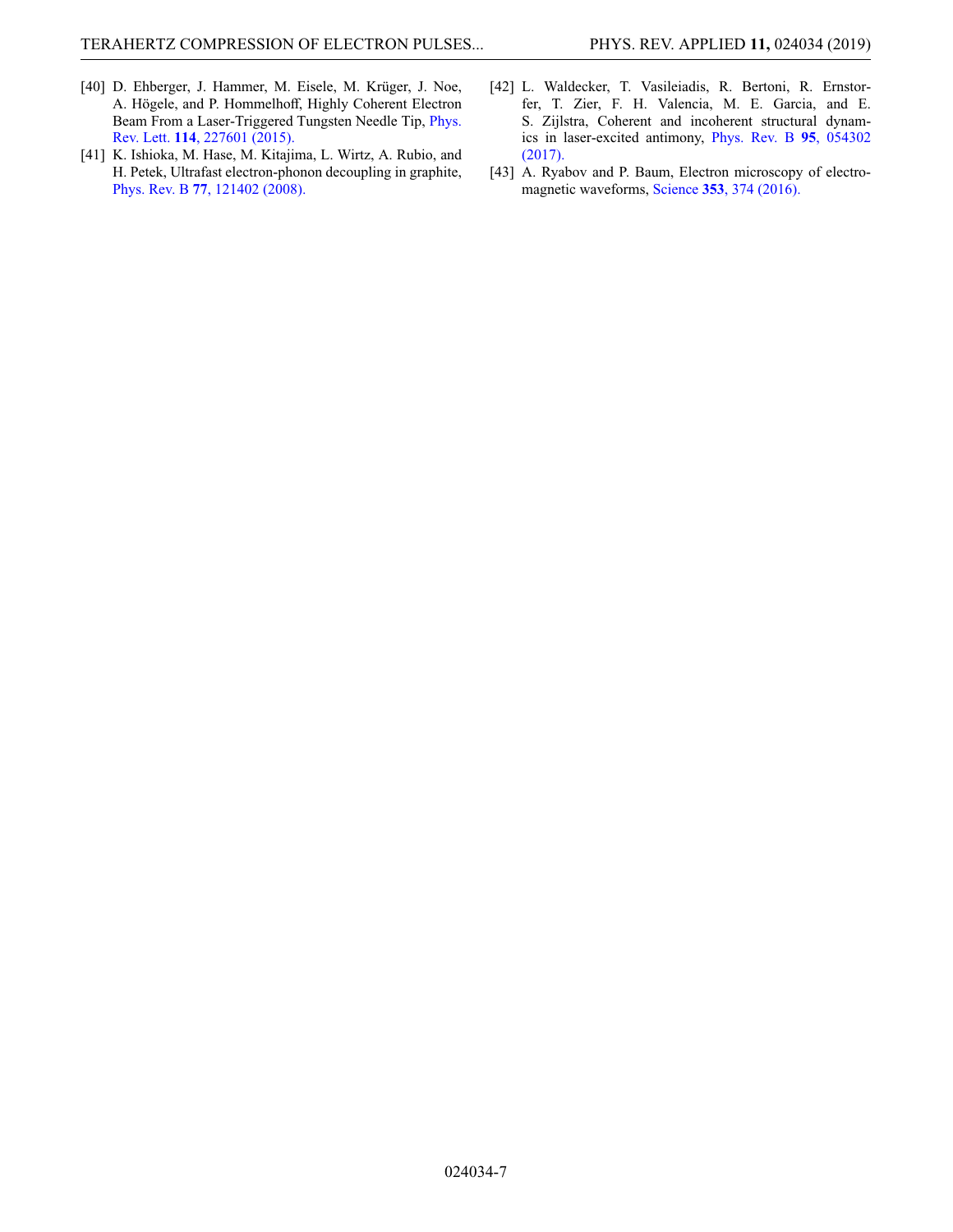[40] D. Ehberger, J. Hammer, M. Eisele, M. Krüger, J. Noe, A. Högele, and P. Hommelhoff, Highly Coherent Electron Beam From a Laser-Triggered Tungsten Needle Tip, Phys. Rev. Lett. **114**, 227601 (2015).

[41] K. Ishioka, M. Hase, M. Kitajima, L. Wirtz, A. Rubio, and H. Petek, Ultrafast electron-phonon decoupling in graphite, Phys. Rev. B **77**, 121402 (2008).

[42] L. Waldecker, T. Vasileiadis, R. Bertoni, R. Ernstorfer, T. Zier, F. H. Valencia, M. E. Garcia, and E. S. Zijlstra, Coherent and incoherent structural dynamics in laser-excited antimony, Phys. Rev. B **95**, 054302 (2017).

[43] A. Ryabov and P. Baum, Electron microscopy of electromagnetic waveforms, Science **353**, 374 (2016).